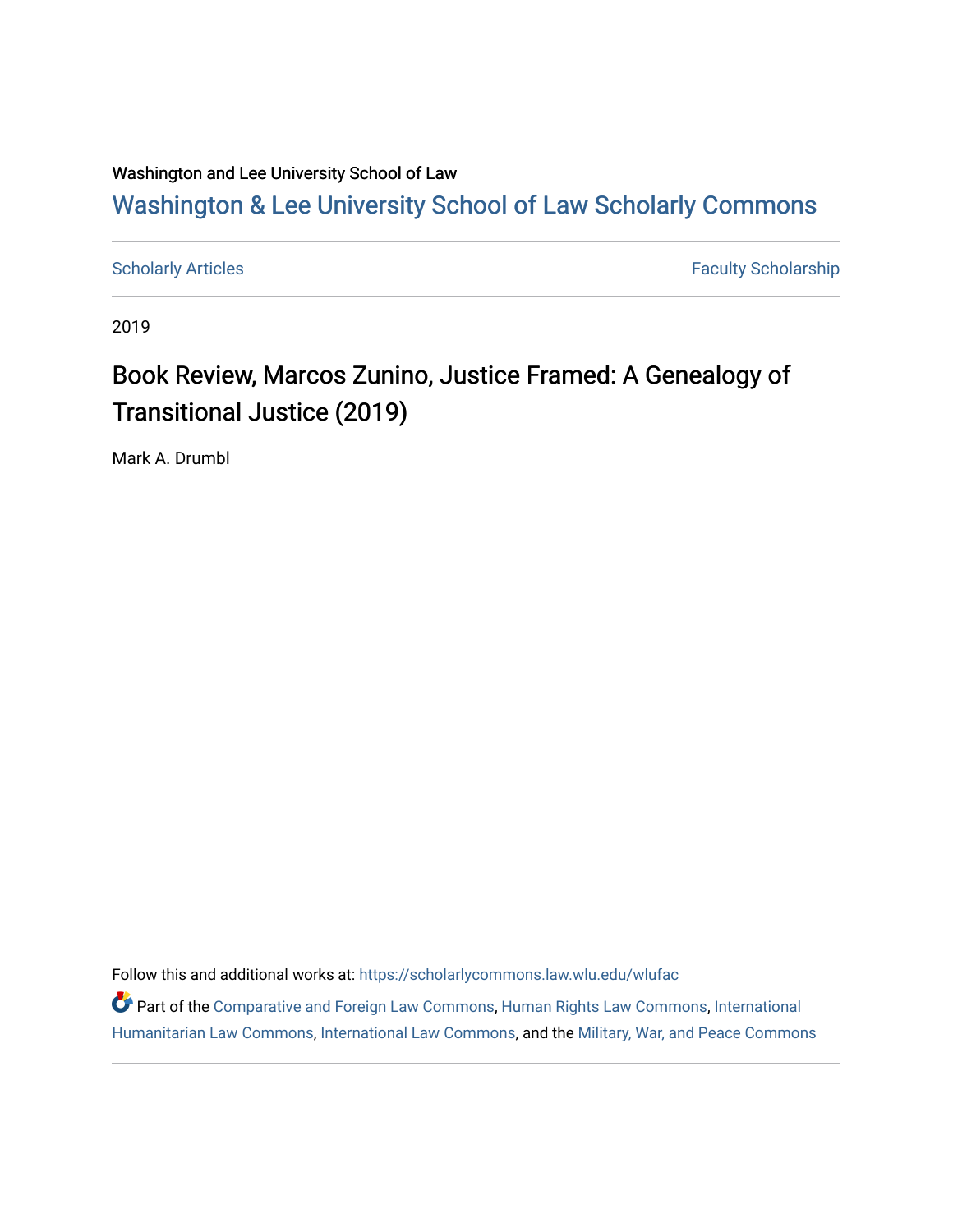Washington and Lee University School of Law

# Washington & Lee University School of Law Scholarly Commons

Scholarly Articles | Faculty Scholarship

2019

## Book Review, Marcos Zunino, Justice Framed: A Genealogy of Transitional Justice (2019)

Mark A. Drumbl

Follow this and additional works at: https://scholarlycommons.law.wlu.edu/wlufac

Part of the Comparative and Foreign Law Commons, Human Rights Law Commons, International Humanitarian Law Commons, International Law Commons, and the Military, War, and Peace Commons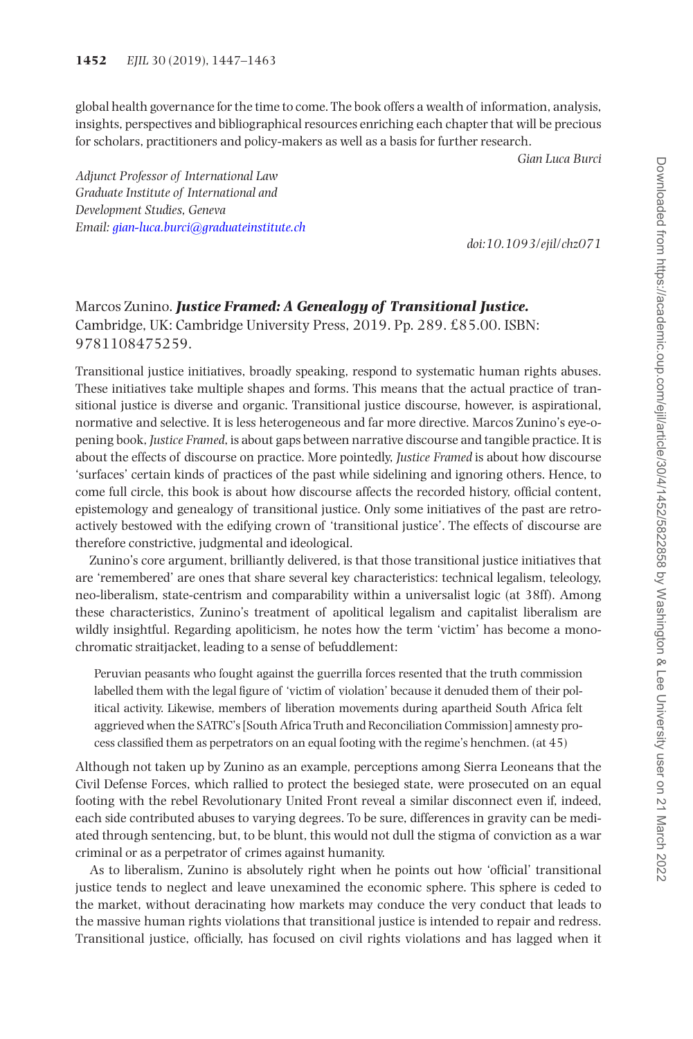global health governance for the time to come. The book offers a wealth of information, analysis, insights, perspectives and bibliographical resources enriching each chapter that will be precious for scholars, practitioners and policy-makers as well as a basis for further research.

*Gian Luca Burci*

*Adjunct Professor of International Law*
*Graduate Institute of International and Development Studies, Geneva*
*Email: gian-luca.burci@graduateinstitute.ch*

*doi:10.1093/ejil/chz071*

Marcos Zunino. ***Justice Framed: A Genealogy of Transitional Justice.*** Cambridge, UK: Cambridge University Press, 2019. Pp. 289. £85.00. ISBN: 9781108475259.

Transitional justice initiatives, broadly speaking, respond to systematic human rights abuses. These initiatives take multiple shapes and forms. This means that the actual practice of transitional justice is diverse and organic. Transitional justice discourse, however, is aspirational, normative and selective. It is less heterogeneous and far more directive. Marcos Zunino's eye-opening book, *Justice Framed*, is about gaps between narrative discourse and tangible practice. It is about the effects of discourse on practice. More pointedly, *Justice Framed* is about how discourse 'surfaces' certain kinds of practices of the past while sidelining and ignoring others. Hence, to come full circle, this book is about how discourse affects the recorded history, official content, epistemology and genealogy of transitional justice. Only some initiatives of the past are retroactively bestowed with the edifying crown of 'transitional justice'. The effects of discourse are therefore constrictive, judgmental and ideological.

Zunino's core argument, brilliantly delivered, is that those transitional justice initiatives that are 'remembered' are ones that share several key characteristics: technical legalism, teleology, neo-liberalism, state-centrism and comparability within a universalist logic (at 38ff). Among these characteristics, Zunino's treatment of apolitical legalism and capitalist liberalism are wildly insightful. Regarding apoliticism, he notes how the term 'victim' has become a monochromatic straitjacket, leading to a sense of befuddlement:

> Peruvian peasants who fought against the guerrilla forces resented that the truth commission labelled them with the legal figure of 'victim of violation' because it denuded them of their political activity. Likewise, members of liberation movements during apartheid South Africa felt aggrieved when the SATRC's [South Africa Truth and Reconciliation Commission] amnesty process classified them as perpetrators on an equal footing with the regime's henchmen. (at 45)

Although not taken up by Zunino as an example, perceptions among Sierra Leoneans that the Civil Defense Forces, which rallied to protect the besieged state, were prosecuted on an equal footing with the rebel Revolutionary United Front reveal a similar disconnect even if, indeed, each side contributed abuses to varying degrees. To be sure, differences in gravity can be mediated through sentencing, but, to be blunt, this would not dull the stigma of conviction as a war criminal or as a perpetrator of crimes against humanity.

As to liberalism, Zunino is absolutely right when he points out how 'official' transitional justice tends to neglect and leave unexamined the economic sphere. This sphere is ceded to the market, without deracinating how markets may conduce the very conduct that leads to the massive human rights violations that transitional justice is intended to repair and redress. Transitional justice, officially, has focused on civil rights violations and has lagged when it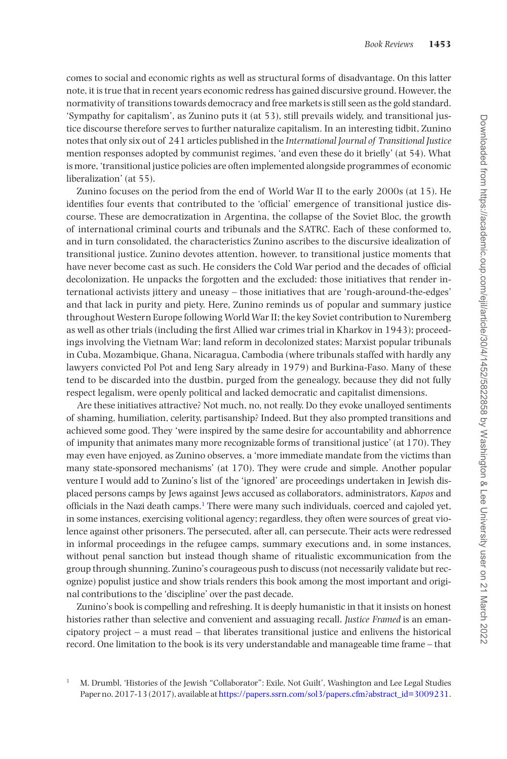comes to social and economic rights as well as structural forms of disadvantage. On this latter note, it is true that in recent years economic redress has gained discursive ground. However, the normativity of transitions towards democracy and free markets is still seen as the gold standard. 'Sympathy for capitalism', as Zunino puts it (at 53), still prevails widely, and transitional justice discourse therefore serves to further naturalize capitalism. In an interesting tidbit, Zunino notes that only six out of 241 articles published in the *International Journal of Transitional Justice* mention responses adopted by communist regimes, 'and even these do it briefly' (at 54). What is more, 'transitional justice policies are often implemented alongside programmes of economic liberalization' (at 55).

Zunino focuses on the period from the end of World War II to the early 2000s (at 15). He identifies four events that contributed to the 'official' emergence of transitional justice discourse. These are democratization in Argentina, the collapse of the Soviet Bloc, the growth of international criminal courts and tribunals and the SATRC. Each of these conformed to, and in turn consolidated, the characteristics Zunino ascribes to the discursive idealization of transitional justice. Zunino devotes attention, however, to transitional justice moments that have never become cast as such. He considers the Cold War period and the decades of official decolonization. He unpacks the forgotten and the excluded: those initiatives that render international activists jittery and uneasy – those initiatives that are 'rough-around-the-edges' and that lack in purity and piety. Here, Zunino reminds us of popular and summary justice throughout Western Europe following World War II; the key Soviet contribution to Nuremberg as well as other trials (including the first Allied war crimes trial in Kharkov in 1943); proceedings involving the Vietnam War; land reform in decolonized states; Marxist popular tribunals in Cuba, Mozambique, Ghana, Nicaragua, Cambodia (where tribunals staffed with hardly any lawyers convicted Pol Pot and Ieng Sary already in 1979) and Burkina-Faso. Many of these tend to be discarded into the dustbin, purged from the genealogy, because they did not fully respect legalism, were openly political and lacked democratic and capitalist dimensions.

Are these initiatives attractive? Not much, no, not really. Do they evoke unalloyed sentiments of shaming, humiliation, celerity, partisanship? Indeed. But they also prompted transitions and achieved some good. They 'were inspired by the same desire for accountability and abhorrence of impunity that animates many more recognizable forms of transitional justice' (at 170). They may even have enjoyed, as Zunino observes, a 'more immediate mandate from the victims than many state-sponsored mechanisms' (at 170). They were crude and simple. Another popular venture I would add to Zunino's list of the 'ignored' are proceedings undertaken in Jewish displaced persons camps by Jews against Jews accused as collaborators, administrators, *Kapos* and officials in the Nazi death camps.[1] There were many such individuals, coerced and cajoled yet, in some instances, exercising volitional agency; regardless, they often were sources of great violence against other prisoners. The persecuted, after all, can persecute. Their acts were redressed in informal proceedings in the refugee camps, summary executions and, in some instances, without penal sanction but instead though shame of ritualistic excommunication from the group through shunning. Zunino's courageous push to discuss (not necessarily validate but recognize) populist justice and show trials renders this book among the most important and original contributions to the 'discipline' over the past decade.

Zunino's book is compelling and refreshing. It is deeply humanistic in that it insists on honest histories rather than selective and convenient and assuaging recall. *Justice Framed* is an emancipatory project – a must read – that liberates transitional justice and enlivens the historical record. One limitation to the book is its very understandable and manageable time frame – that

[1] M. Drumbl, 'Histories of the Jewish "Collaborator": Exile, Not Guilt', Washington and Lee Legal Studies Paper no. 2017-13 (2017), available at https://papers.ssrn.com/sol3/papers.cfm?abstract_id=3009231.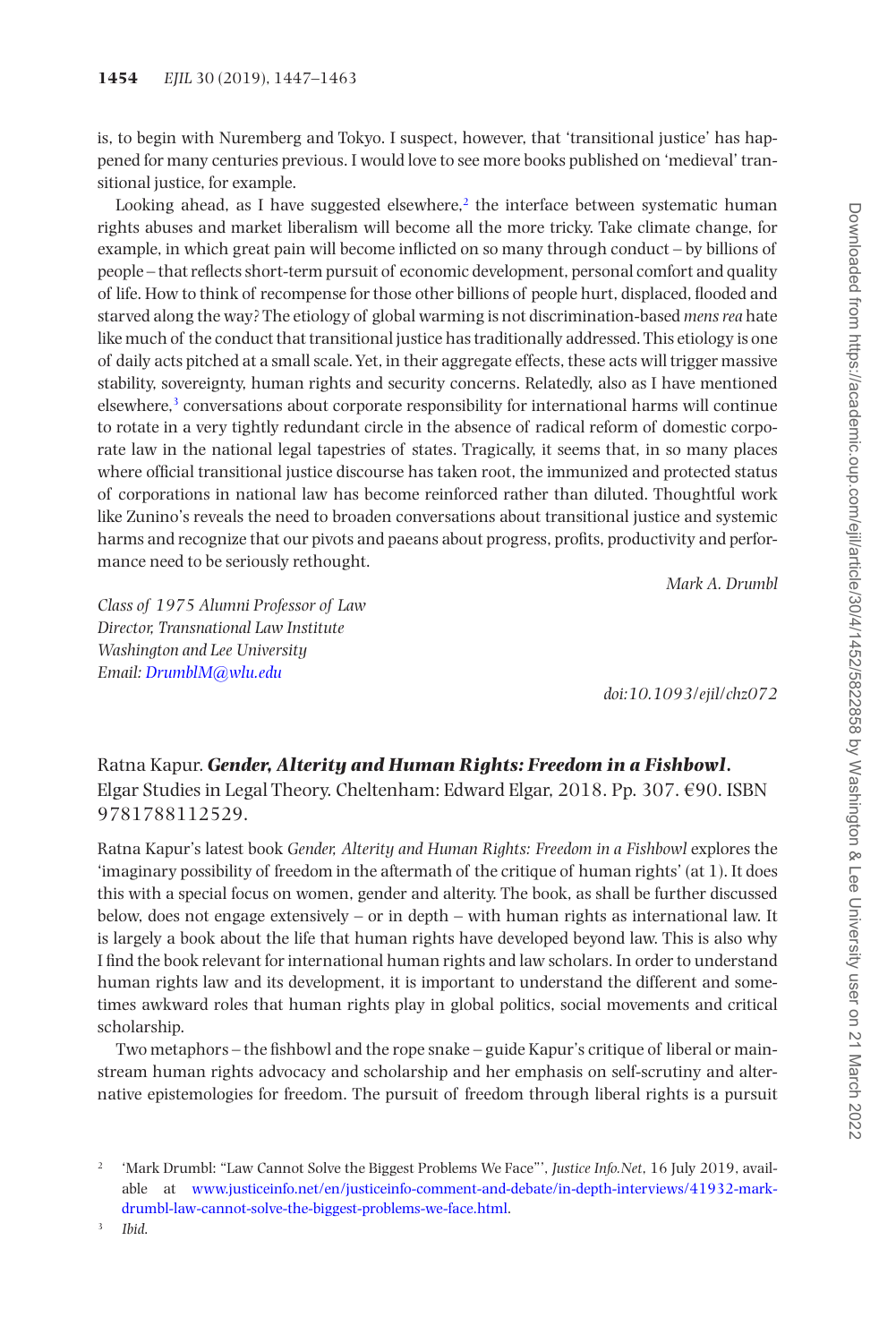is, to begin with Nuremberg and Tokyo. I suspect, however, that 'transitional justice' has happened for many centuries previous. I would love to see more books published on 'medieval' transitional justice, for example.

Looking ahead, as I have suggested elsewhere,[2] the interface between systematic human rights abuses and market liberalism will become all the more tricky. Take climate change, for example, in which great pain will become inflicted on so many through conduct – by billions of people – that reflects short-term pursuit of economic development, personal comfort and quality of life. How to think of recompense for those other billions of people hurt, displaced, flooded and starved along the way? The etiology of global warming is not discrimination-based *mens rea* hate like much of the conduct that transitional justice has traditionally addressed. This etiology is one of daily acts pitched at a small scale. Yet, in their aggregate effects, these acts will trigger massive stability, sovereignty, human rights and security concerns. Relatedly, also as I have mentioned elsewhere,[3] conversations about corporate responsibility for international harms will continue to rotate in a very tightly redundant circle in the absence of radical reform of domestic corporate law in the national legal tapestries of states. Tragically, it seems that, in so many places where official transitional justice discourse has taken root, the immunized and protected status of corporations in national law has become reinforced rather than diluted. Thoughtful work like Zunino's reveals the need to broaden conversations about transitional justice and systemic harms and recognize that our pivots and paeans about progress, profits, productivity and performance need to be seriously rethought.

*Mark A. Drumbl*

*Class of 1975 Alumni Professor of Law*
*Director, Transnational Law Institute*
*Washington and Lee University*
*Email: DrumblM@wlu.edu*

*doi:10.1093/ejil/chz072*

Ratna Kapur. ***Gender, Alterity and Human Rights: Freedom in a Fishbowl.*** Elgar Studies in Legal Theory. Cheltenham: Edward Elgar, 2018. Pp. 307. €90. ISBN 9781788112529.

Ratna Kapur's latest book *Gender, Alterity and Human Rights: Freedom in a Fishbowl* explores the 'imaginary possibility of freedom in the aftermath of the critique of human rights' (at 1). It does this with a special focus on women, gender and alterity. The book, as shall be further discussed below, does not engage extensively – or in depth – with human rights as international law. It is largely a book about the life that human rights have developed beyond law. This is also why I find the book relevant for international human rights and law scholars. In order to understand human rights law and its development, it is important to understand the different and sometimes awkward roles that human rights play in global politics, social movements and critical scholarship.

Two metaphors – the fishbowl and the rope snake – guide Kapur's critique of liberal or mainstream human rights advocacy and scholarship and her emphasis on self-scrutiny and alternative epistemologies for freedom. The pursuit of freedom through liberal rights is a pursuit

[2] 'Mark Drumbl: "Law Cannot Solve the Biggest Problems We Face"', *Justice Info.Net*, 16 July 2019, available at www.justiceinfo.net/en/justiceinfo-comment-and-debate/in-depth-interviews/41932-mark-drumbl-law-cannot-solve-the-biggest-problems-we-face.html.

[3] *Ibid.*